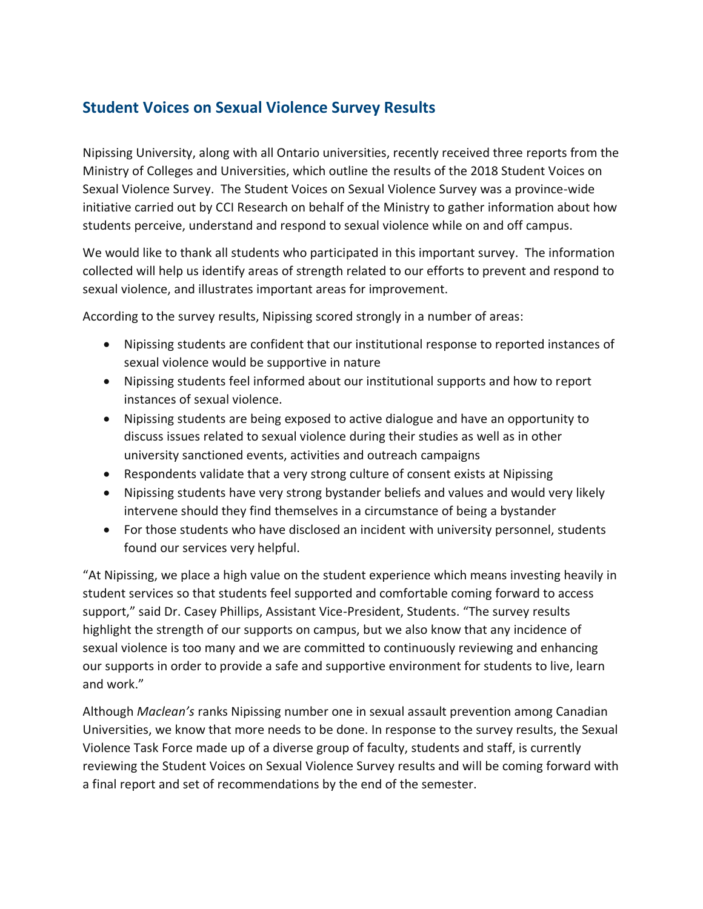## Student Voices on Sexual Violence Survey Results

Nipissing University, along with all Ontario universities, recently received three reports from the Ministry of Colleges and Universities, which outline the results of the 2018 Student Voices on Sexual Violence Survey. The Student Voices on Sexual Violence Survey was a province-wide initiative carried out by CCI Research on behalf of the Ministry to gather information about how students perceive, understand and respond to sexual violence while on and off campus.

We would like to thank all students who participated in this important survey. The information collected will help us identify areas of strength related to our efforts to prevent and respond to sexual violence, and illustrates important areas for improvement.

According to the survey results, Nipissing scored strongly in a number of areas:

- Nipissing students are confident that our institutional response to reported instances of sexual violence would be supportive in nature
- Nipissing students feel informed about our institutional supports and how to report instances of sexual violence.
- Nipissing students are being exposed to active dialogue and have an opportunity to discuss issues related to sexual violence during their studies as well as in other university sanctioned events, activities and outreach campaigns
- Respondents validate that a very strong culture of consent exists at Nipissing
- Nipissing students have very strong bystander beliefs and values and would very likely intervene should they find themselves in a circumstance of being a bystander
- For those students who have disclosed an incident with university personnel, students found our services very helpful.

"At Nipissing, we place a high value on the student experience which means investing heavily in student services so that students feel supported and comfortable coming forward to access support," said Dr. Casey Phillips, Assistant Vice-President, Students. "The survey results highlight the strength of our supports on campus, but we also know that any incidence of sexual violence is too many and we are committed to continuously reviewing and enhancing our supports in order to provide a safe and supportive environment for students to live, learn and work."

Although *Maclean's* ranks Nipissing number one in sexual assault prevention among Canadian Universities, we know that more needs to be done. In response to the survey results, the Sexual Violence Task Force made up of a diverse group of faculty, students and staff, is currently reviewing the Student Voices on Sexual Violence Survey results and will be coming forward with a final report and set of recommendations by the end of the semester.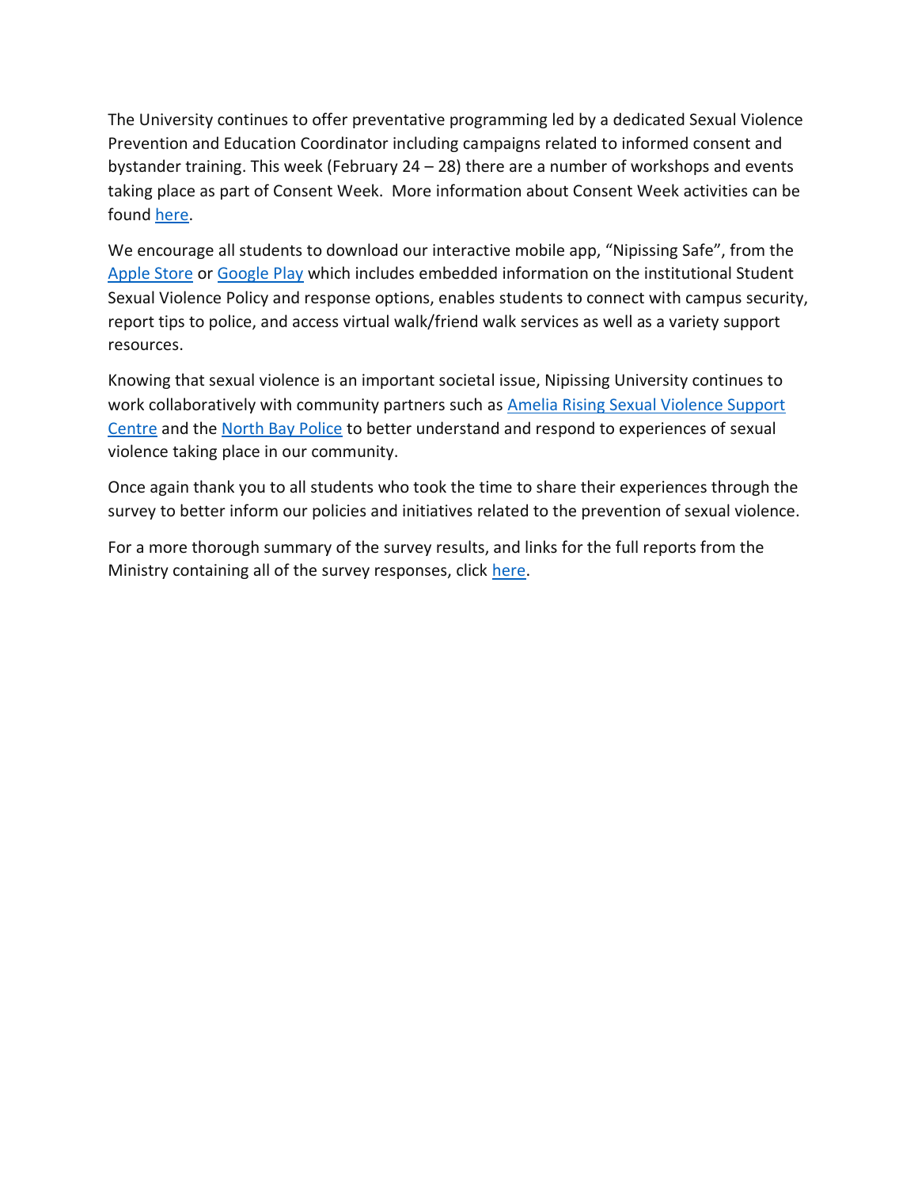The University continues to offer preventative programming led by a dedicated Sexual Violence Prevention and Education Coordinator including campaigns related to informed consent and bystander training. This week (February 24 – 28) there are a number of workshops and events taking place as part of Consent Week. More information about Consent Week activities can be found here.

We encourage all students to download our interactive mobile app, "Nipissing Safe", from the Apple Store or Google Play which includes embedded information on the institutional Student Sexual Violence Policy and response options, enables students to connect with campus security, report tips to police, and access virtual walk/friend walk services as well as a variety support resources.

Knowing that sexual violence is an important societal issue, Nipissing University continues to work collaboratively with community partners such as Amelia Rising Sexual Violence Support Centre and the North Bay Police to better understand and respond to experiences of sexual violence taking place in our community.

Once again thank you to all students who took the time to share their experiences through the survey to better inform our policies and initiatives related to the prevention of sexual violence.

For a more thorough summary of the survey results, and links for the full reports from the Ministry containing all of the survey responses, click here.